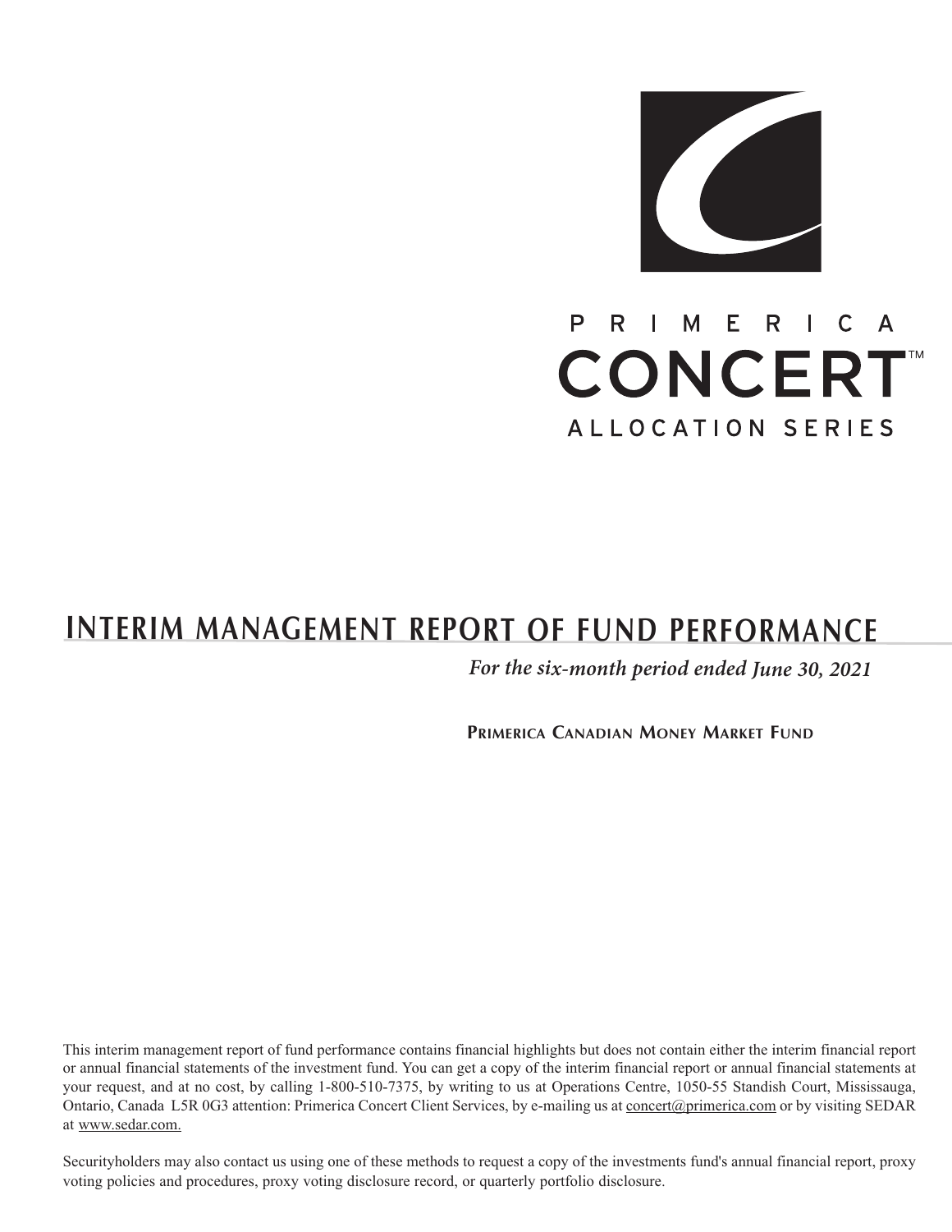PRIMERICA

CONCERT™

ALLOCATION SERIES

# INTERIM MANAGEMENT REPORT OF FUND PERFORMANCE

*For the six-month period ended June 30, 2021*

**PRIMERICA CANADIAN MONEY MARKET FUND**

This interim management report of fund performance contains financial highlights but does not contain either the interim financial report or annual financial statements of the investment fund. You can get a copy of the interim financial report or annual financial statements at your request, and at no cost, by calling 1-800-510-7375, by writing to us at Operations Centre, 1050-55 Standish Court, Mississauga, Ontario, Canada L5R 0G3 attention: Primerica Concert Client Services, by e-mailing us at concert@primerica.com or by visiting SEDAR at www.sedar.com.

Securityholders may also contact us using one of these methods to request a copy of the investments fund's annual financial report, proxy voting policies and procedures, proxy voting disclosure record, or quarterly portfolio disclosure.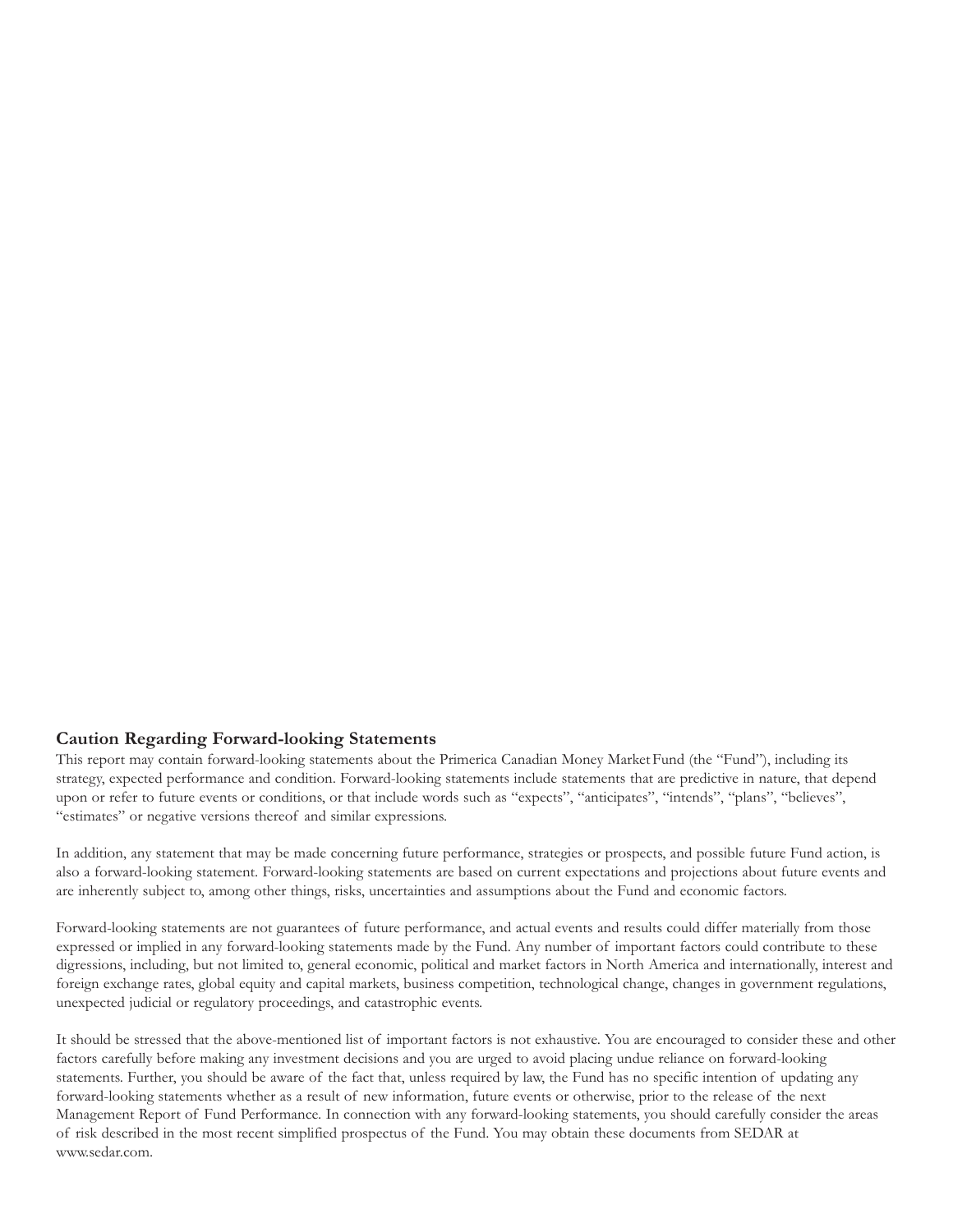## Caution Regarding Forward-looking Statements

This report may contain forward-looking statements about the Primerica Canadian Money Market Fund (the "Fund"), including its strategy, expected performance and condition. Forward-looking statements include statements that are predictive in nature, that depend upon or refer to future events or conditions, or that include words such as "expects", "anticipates", "intends", "plans", "believes", "estimates" or negative versions thereof and similar expressions.

In addition, any statement that may be made concerning future performance, strategies or prospects, and possible future Fund action, is also a forward-looking statement. Forward-looking statements are based on current expectations and projections about future events and are inherently subject to, among other things, risks, uncertainties and assumptions about the Fund and economic factors.

Forward-looking statements are not guarantees of future performance, and actual events and results could differ materially from those expressed or implied in any forward-looking statements made by the Fund. Any number of important factors could contribute to these digressions, including, but not limited to, general economic, political and market factors in North America and internationally, interest and foreign exchange rates, global equity and capital markets, business competition, technological change, changes in government regulations, unexpected judicial or regulatory proceedings, and catastrophic events.

It should be stressed that the above-mentioned list of important factors is not exhaustive. You are encouraged to consider these and other factors carefully before making any investment decisions and you are urged to avoid placing undue reliance on forward-looking statements. Further, you should be aware of the fact that, unless required by law, the Fund has no specific intention of updating any forward-looking statements whether as a result of new information, future events or otherwise, prior to the release of the next Management Report of Fund Performance. In connection with any forward-looking statements, you should carefully consider the areas of risk described in the most recent simplified prospectus of the Fund. You may obtain these documents from SEDAR at www.sedar.com.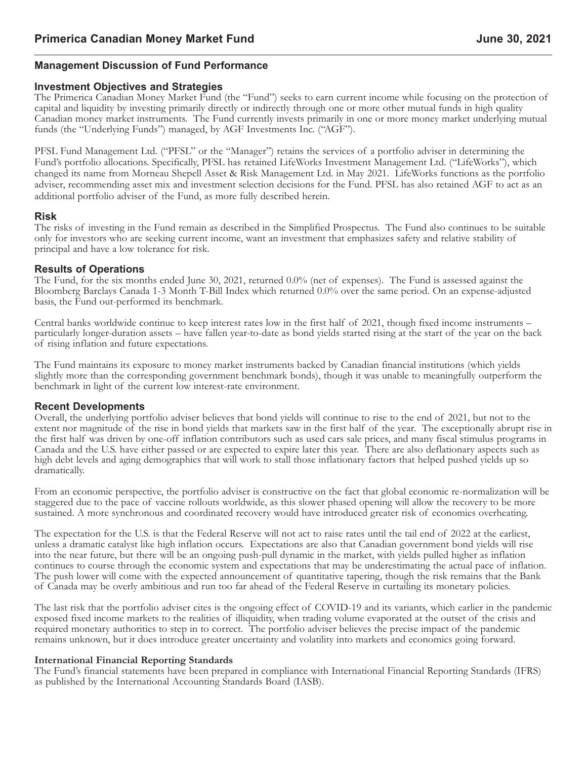## Management Discussion of Fund Performance

### Investment Objectives and Strategies

The Primerica Canadian Money Market Fund (the "Fund") seeks to earn current income while focusing on the protection of capital and liquidity by investing primarily directly or indirectly through one or more other mutual funds in high quality Canadian money market instruments. The Fund currently invests primarily in one or more money market underlying mutual funds (the "Underlying Funds") managed, by AGF Investments Inc. ("AGF").

PFSL Fund Management Ltd. ("PFSL" or the "Manager") retains the services of a portfolio adviser in determining the Fund's portfolio allocations. Specifically, PFSL has retained LifeWorks Investment Management Ltd. ("LifeWorks"), which changed its name from Morneau Shepell Asset & Risk Management Ltd. in May 2021. LifeWorks functions as the portfolio adviser, recommending asset mix and investment selection decisions for the Fund. PFSL has also retained AGF to act as an additional portfolio adviser of the Fund, as more fully described herein.

### Risk

The risks of investing in the Fund remain as described in the Simplified Prospectus. The Fund also continues to be suitable only for investors who are seeking current income, want an investment that emphasizes safety and relative stability of principal and have a low tolerance for risk.

### Results of Operations

The Fund, for the six months ended June 30, 2021, returned 0.0% (net of expenses). The Fund is assessed against the Bloomberg Barclays Canada 1-3 Month T-Bill Index which returned 0.0% over the same period. On an expense-adjusted basis, the Fund out-performed its benchmark.

Central banks worldwide continue to keep interest rates low in the first half of 2021, though fixed income instruments – particularly longer-duration assets – have fallen year-to-date as bond yields started rising at the start of the year on the back of rising inflation and future expectations.

The Fund maintains its exposure to money market instruments backed by Canadian financial institutions (which yields slightly more than the corresponding government benchmark bonds), though it was unable to meaningfully outperform the benchmark in light of the current low interest-rate environment.

### Recent Developments

Overall, the underlying portfolio adviser believes that bond yields will continue to rise to the end of 2021, but not to the extent nor magnitude of the rise in bond yields that markets saw in the first half of the year. The exceptionally abrupt rise in the first half was driven by one-off inflation contributors such as used cars sale prices, and many fiscal stimulus programs in Canada and the U.S. have either passed or are expected to expire later this year. There are also deflationary aspects such as high debt levels and aging demographics that will work to stall those inflationary factors that helped pushed yields up so dramatically.

From an economic perspective, the portfolio adviser is constructive on the fact that global economic re-normalization will be staggered due to the pace of vaccine rollouts worldwide, as this slower phased opening will allow the recovery to be more sustained. A more synchronous and coordinated recovery would have introduced greater risk of economies overheating.

The expectation for the U.S. is that the Federal Reserve will not act to raise rates until the tail end of 2022 at the earliest, unless a dramatic catalyst like high inflation occurs. Expectations are also that Canadian government bond yields will rise into the near future, but there will be an ongoing push-pull dynamic in the market, with yields pulled higher as inflation continues to course through the economic system and expectations that may be underestimating the actual pace of inflation. The push lower will come with the expected announcement of quantitative tapering, though the risk remains that the Bank of Canada may be overly ambitious and run too far ahead of the Federal Reserve in curtailing its monetary policies.

The last risk that the portfolio adviser cites is the ongoing effect of COVID-19 and its variants, which earlier in the pandemic exposed fixed income markets to the realities of illiquidity, when trading volume evaporated at the outset of the crisis and required monetary authorities to step in to correct. The portfolio adviser believes the precise impact of the pandemic remains unknown, but it does introduce greater uncertainty and volatility into markets and economics going forward.

**International Financial Reporting Standards**

The Fund's financial statements have been prepared in compliance with International Financial Reporting Standards (IFRS) as published by the International Accounting Standards Board (IASB).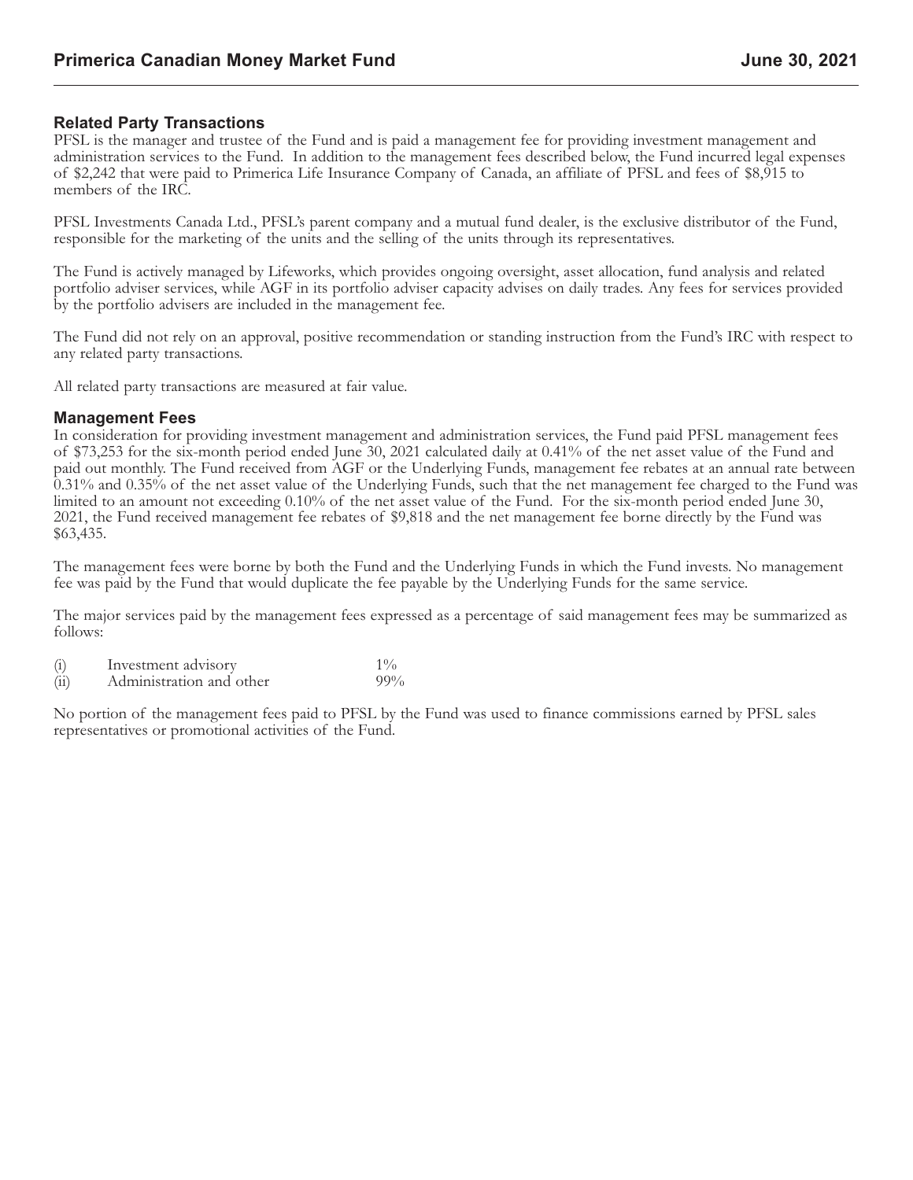## Related Party Transactions

PFSL is the manager and trustee of the Fund and is paid a management fee for providing investment management and administration services to the Fund. In addition to the management fees described below, the Fund incurred legal expenses of $2,242 that were paid to Primerica Life Insurance Company of Canada, an affiliate of PFSL and fees of $8,915 to members of the IRC.

PFSL Investments Canada Ltd., PFSL's parent company and a mutual fund dealer, is the exclusive distributor of the Fund, responsible for the marketing of the units and the selling of the units through its representatives.

The Fund is actively managed by Lifeworks, which provides ongoing oversight, asset allocation, fund analysis and related portfolio adviser services, while AGF in its portfolio adviser capacity advises on daily trades. Any fees for services provided by the portfolio advisers are included in the management fee.

The Fund did not rely on an approval, positive recommendation or standing instruction from the Fund's IRC with respect to any related party transactions.

All related party transactions are measured at fair value.

## Management Fees

In consideration for providing investment management and administration services, the Fund paid PFSL management fees of $73,253 for the six-month period ended June 30, 2021 calculated daily at 0.41% of the net asset value of the Fund and paid out monthly. The Fund received from AGF or the Underlying Funds, management fee rebates at an annual rate between 0.31% and 0.35% of the net asset value of the Underlying Funds, such that the net management fee charged to the Fund was limited to an amount not exceeding 0.10% of the net asset value of the Fund. For the six-month period ended June 30, 2021, the Fund received management fee rebates of $9,818 and the net management fee borne directly by the Fund was $63,435.

The management fees were borne by both the Fund and the Underlying Funds in which the Fund invests. No management fee was paid by the Fund that would duplicate the fee payable by the Underlying Funds for the same service.

The major services paid by the management fees expressed as a percentage of said management fees may be summarized as follows:

| | | |
|---|---|---|
| (i) | Investment advisory | 1% |
| (ii) | Administration and other | 99% |

No portion of the management fees paid to PFSL by the Fund was used to finance commissions earned by PFSL sales representatives or promotional activities of the Fund.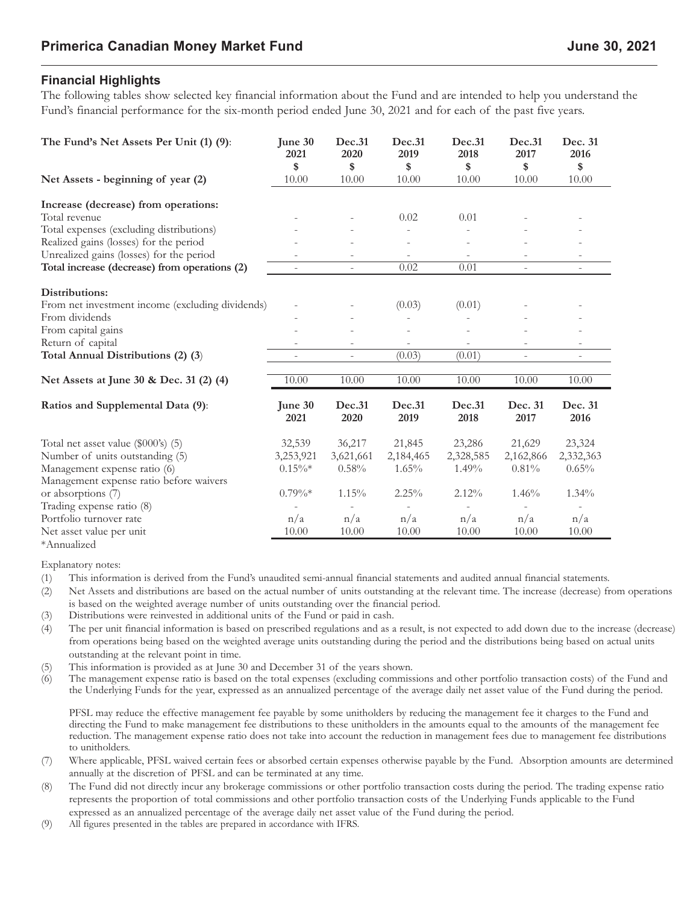## Financial Highlights

The following tables show selected key financial information about the Fund and are intended to help you understand the Fund's financial performance for the six-month period ended June 30, 2021 and for each of the past five years.

| The Fund's Net Assets Per Unit (1) (9): | June 30 2021 $ | Dec.31 2020 $ | Dec.31 2019 $ | Dec.31 2018 $ | Dec.31 2017 $ | Dec. 31 2016 $ |
|---|---|---|---|---|---|---|
| **Net Assets - beginning of year (2)** | 10.00 | 10.00 | 10.00 | 10.00 | 10.00 | 10.00 |
| **Increase (decrease) from operations:** | | | | | | |
| Total revenue | - | - | 0.02 | 0.01 | - | - |
| Total expenses (excluding distributions) | - | - | - | - | - | - |
| Realized gains (losses) for the period | - | - | - | - | - | - |
| Unrealized gains (losses) for the period | - | - | - | - | - | - |
| **Total increase (decrease) from operations (2)** | - | - | 0.02 | 0.01 | - | - |
| **Distributions:** | | | | | | |
| From net investment income (excluding dividends) | - | - | (0.03) | (0.01) | - | - |
| From dividends | - | - | - | - | - | - |
| From capital gains | - | - | - | - | - | - |
| Return of capital | - | - | - | - | - | - |
| **Total Annual Distributions (2) (3)** | - | - | (0.03) | (0.01) | - | - |
| **Net Assets at June 30 & Dec. 31 (2) (4)** | 10.00 | 10.00 | 10.00 | 10.00 | 10.00 | 10.00 |

| Ratios and Supplemental Data (9): | June 30 2021 | Dec.31 2020 | Dec.31 2019 | Dec.31 2018 | Dec. 31 2017 | Dec. 31 2016 |
|---|---|---|---|---|---|---|
| Total net asset value ($000's) (5) | 32,539 | 36,217 | 21,845 | 23,286 | 21,629 | 23,324 |
| Number of units outstanding (5) | 3,253,921 | 3,621,661 | 2,184,465 | 2,328,585 | 2,162,866 | 2,332,363 |
| Management expense ratio (6) | 0.15%* | 0.58% | 1.65% | 1.49% | 0.81% | 0.65% |
| Management expense ratio before waivers or absorptions (7) | 0.79%* | 1.15% | 2.25% | 2.12% | 1.46% | 1.34% |
| Trading expense ratio (8) | - | - | - | - | - | - |
| Portfolio turnover rate | n/a | n/a | n/a | n/a | n/a | n/a |
| Net asset value per unit | 10.00 | 10.00 | 10.00 | 10.00 | 10.00 | 10.00 |

*Annualized

Explanatory notes:

(1) This information is derived from the Fund's unaudited semi-annual financial statements and audited annual financial statements.

(2) Net Assets and distributions are based on the actual number of units outstanding at the relevant time. The increase (decrease) from operations is based on the weighted average number of units outstanding over the financial period.

(3) Distributions were reinvested in additional units of the Fund or paid in cash.

(4) The per unit financial information is based on prescribed regulations and as a result, is not expected to add down due to the increase (decrease) from operations being based on the weighted average units outstanding during the period and the distributions being based on actual units outstanding at the relevant point in time.

(5) This information is provided as at June 30 and December 31 of the years shown.

(6) The management expense ratio is based on the total expenses (excluding commissions and other portfolio transaction costs) of the Fund and the Underlying Funds for the year, expressed as an annualized percentage of the average daily net asset value of the Fund during the period.

PFSL may reduce the effective management fee payable by some unitholders by reducing the management fee it charges to the Fund and directing the Fund to make management fee distributions to these unitholders in the amounts equal to the amounts of the management fee reduction. The management expense ratio does not take into account the reduction in management fees due to management fee distributions to unitholders.

(7) Where applicable, PFSL waived certain fees or absorbed certain expenses otherwise payable by the Fund. Absorption amounts are determined annually at the discretion of PFSL and can be terminated at any time.

(8) The Fund did not directly incur any brokerage commissions or other portfolio transaction costs during the period. The trading expense ratio represents the proportion of total commissions and other portfolio transaction costs of the Underlying Funds applicable to the Fund expressed as an annualized percentage of the average daily net asset value of the Fund during the period.

(9) All figures presented in the tables are prepared in accordance with IFRS.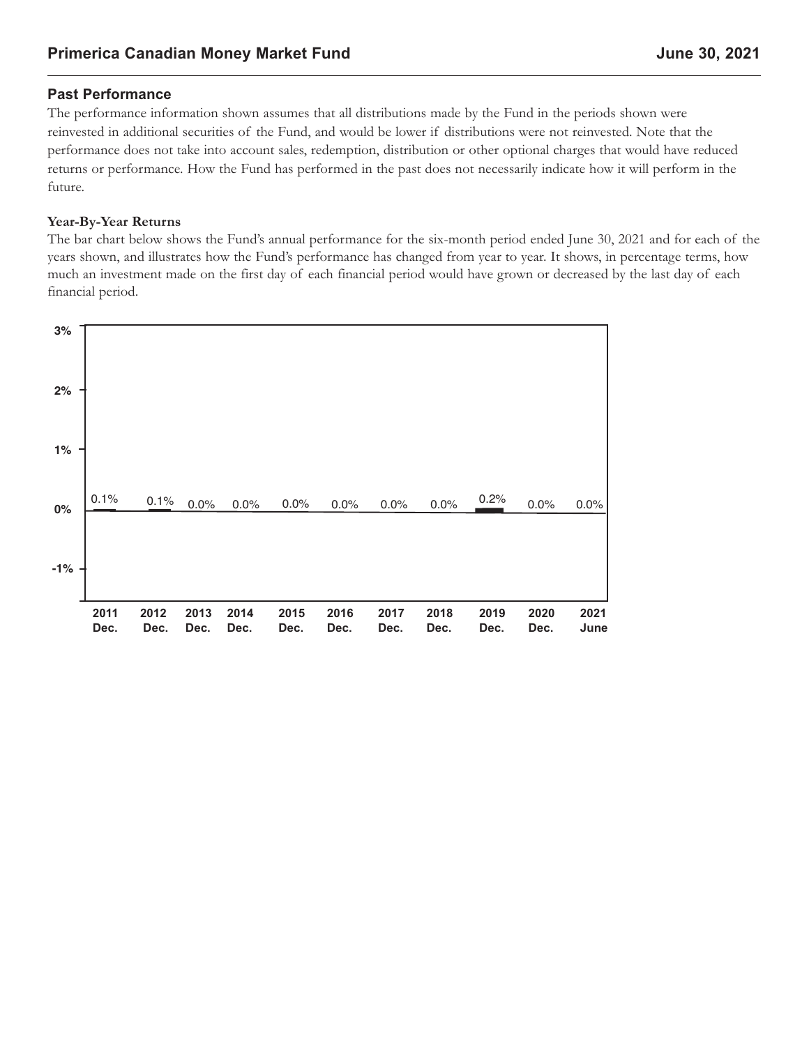## Past Performance

The performance information shown assumes that all distributions made by the Fund in the periods shown were reinvested in additional securities of the Fund, and would be lower if distributions were not reinvested. Note that the performance does not take into account sales, redemption, distribution or other optional charges that would have reduced returns or performance. How the Fund has performed in the past does not necessarily indicate how it will perform in the future.

### Year-By-Year Returns

The bar chart below shows the Fund's annual performance for the six-month period ended June 30, 2021 and for each of the years shown, and illustrates how the Fund's performance has changed from year to year. It shows, in percentage terms, how much an investment made on the first day of each financial period would have grown or decreased by the last day of each financial period.

| 2011 Dec. | 2012 Dec. | 2013 Dec. | 2014 Dec. | 2015 Dec. | 2016 Dec. | 2017 Dec. | 2018 Dec. | 2019 Dec. | 2020 Dec. | 2021 June |
|---|---|---|---|---|---|---|---|---|---|---|
| 0.1% | 0.1% | 0.0% | 0.0% | 0.0% | 0.0% | 0.0% | 0.0% | 0.2% | 0.0% | 0.0% |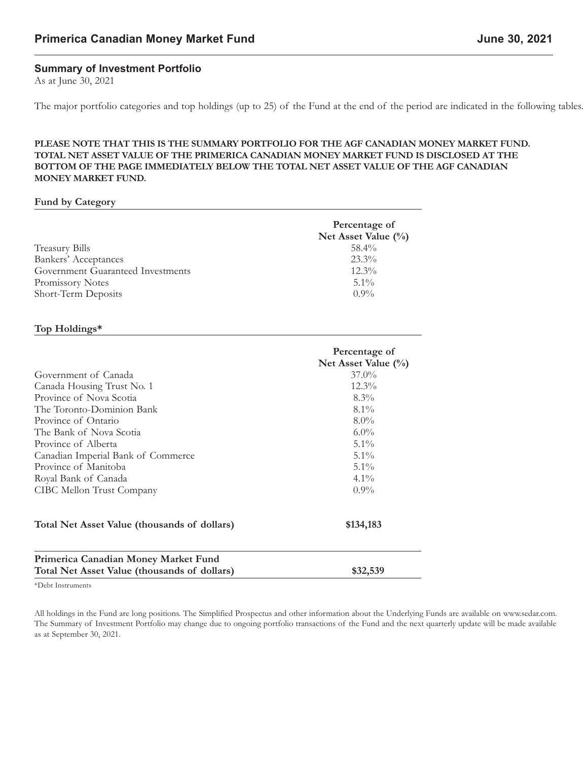## Summary of Investment Portfolio

As at June 30, 2021

The major portfolio categories and top holdings (up to 25) of the Fund at the end of the period are indicated in the following tables.

**PLEASE NOTE THAT THIS IS THE SUMMARY PORTFOLIO FOR THE AGF CANADIAN MONEY MARKET FUND. TOTAL NET ASSET VALUE OF THE PRIMERICA CANADIAN MONEY MARKET FUND IS DISCLOSED AT THE BOTTOM OF THE PAGE IMMEDIATELY BELOW THE TOTAL NET ASSET VALUE OF THE AGF CANADIAN MONEY MARKET FUND.**

### Fund by Category

| | Percentage of Net Asset Value (%) |
|---|---|
| Treasury Bills | 58.4% |
| Bankers' Acceptances | 23.3% |
| Government Guaranteed Investments | 12.3% |
| Promissory Notes | 5.1% |
| Short-Term Deposits | 0.9% |

### Top Holdings*

| | Percentage of Net Asset Value (%) |
|---|---|
| Government of Canada | 37.0% |
| Canada Housing Trust No. 1 | 12.3% |
| Province of Nova Scotia | 8.3% |
| The Toronto-Dominion Bank | 8.1% |
| Province of Ontario | 8.0% |
| The Bank of Nova Scotia | 6.0% |
| Province of Alberta | 5.1% |
| Canadian Imperial Bank of Commerce | 5.1% |
| Province of Manitoba | 5.1% |
| Royal Bank of Canada | 4.1% |
| CIBC Mellon Trust Company | 0.9% |

| | |
|---|---|
| **Total Net Asset Value (thousands of dollars)** | **$134,183** |
| **Primerica Canadian Money Market Fund Total Net Asset Value (thousands of dollars)** | **$32,539** |

*Debt Instruments

All holdings in the Fund are long positions. The Simplified Prospectus and other information about the Underlying Funds are available on www.sedar.com. The Summary of Investment Portfolio may change due to ongoing portfolio transactions of the Fund and the next quarterly update will be made available as at September 30, 2021.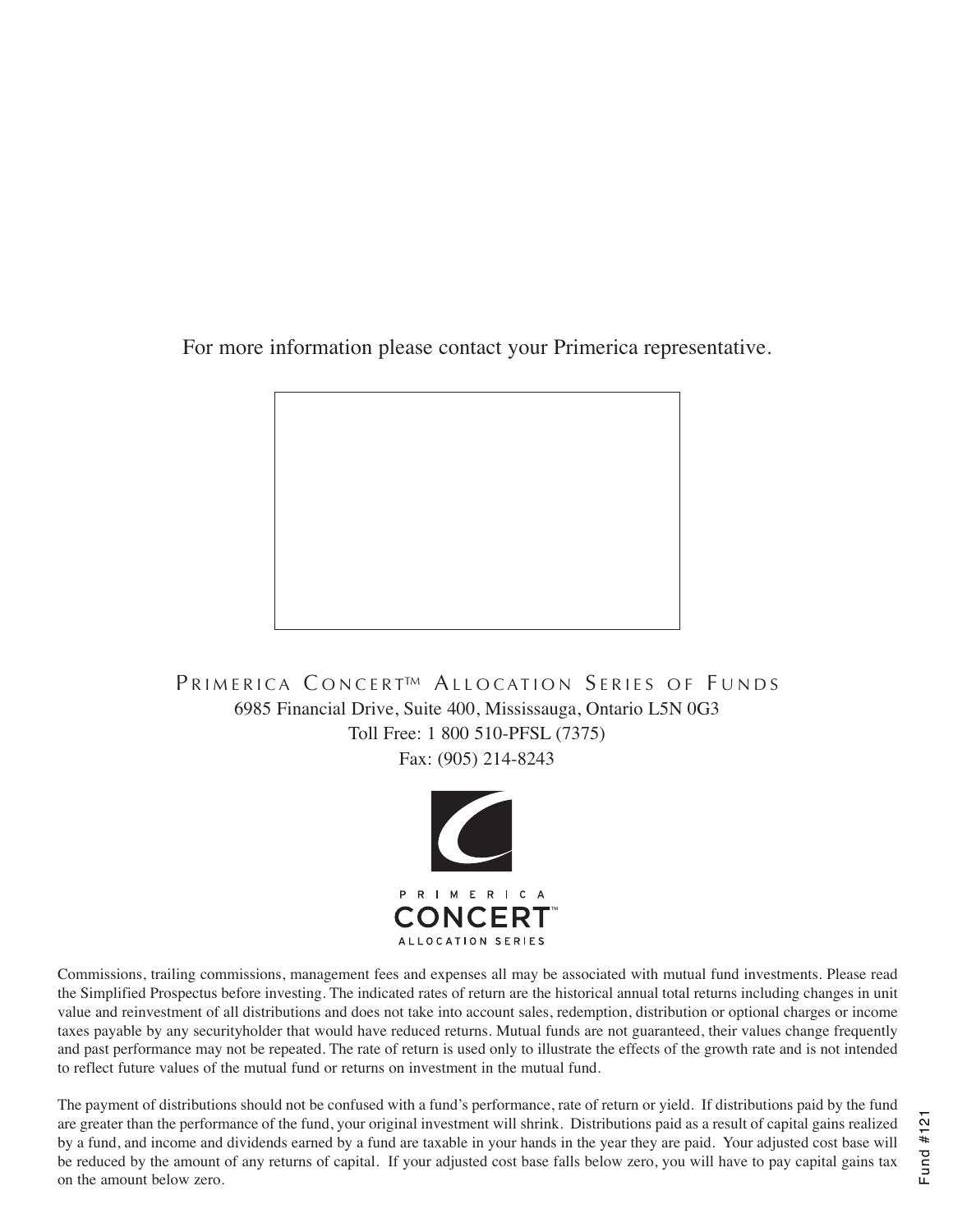For more information please contact your Primerica representative.

PRIMERICA CONCERT™ ALLOCATION SERIES OF FUNDS

6985 Financial Drive, Suite 400, Mississauga, Ontario L5N 0G3

Toll Free: 1 800 510-PFSL (7375)

Fax: (905) 214-8243

PRIMERICA CONCERT™ ALLOCATION SERIES

Commissions, trailing commissions, management fees and expenses all may be associated with mutual fund investments. Please read the Simplified Prospectus before investing. The indicated rates of return are the historical annual total returns including changes in unit value and reinvestment of all distributions and does not take into account sales, redemption, distribution or optional charges or income taxes payable by any securityholder that would have reduced returns. Mutual funds are not guaranteed, their values change frequently and past performance may not be repeated. The rate of return is used only to illustrate the effects of the growth rate and is not intended to reflect future values of the mutual fund or returns on investment in the mutual fund.

The payment of distributions should not be confused with a fund's performance, rate of return or yield. If distributions paid by the fund are greater than the performance of the fund, your original investment will shrink. Distributions paid as a result of capital gains realized by a fund, and income and dividends earned by a fund are taxable in your hands in the year they are paid. Your adjusted cost base will be reduced by the amount of any returns of capital. If your adjusted cost base falls below zero, you will have to pay capital gains tax on the amount below zero.

Fund #121